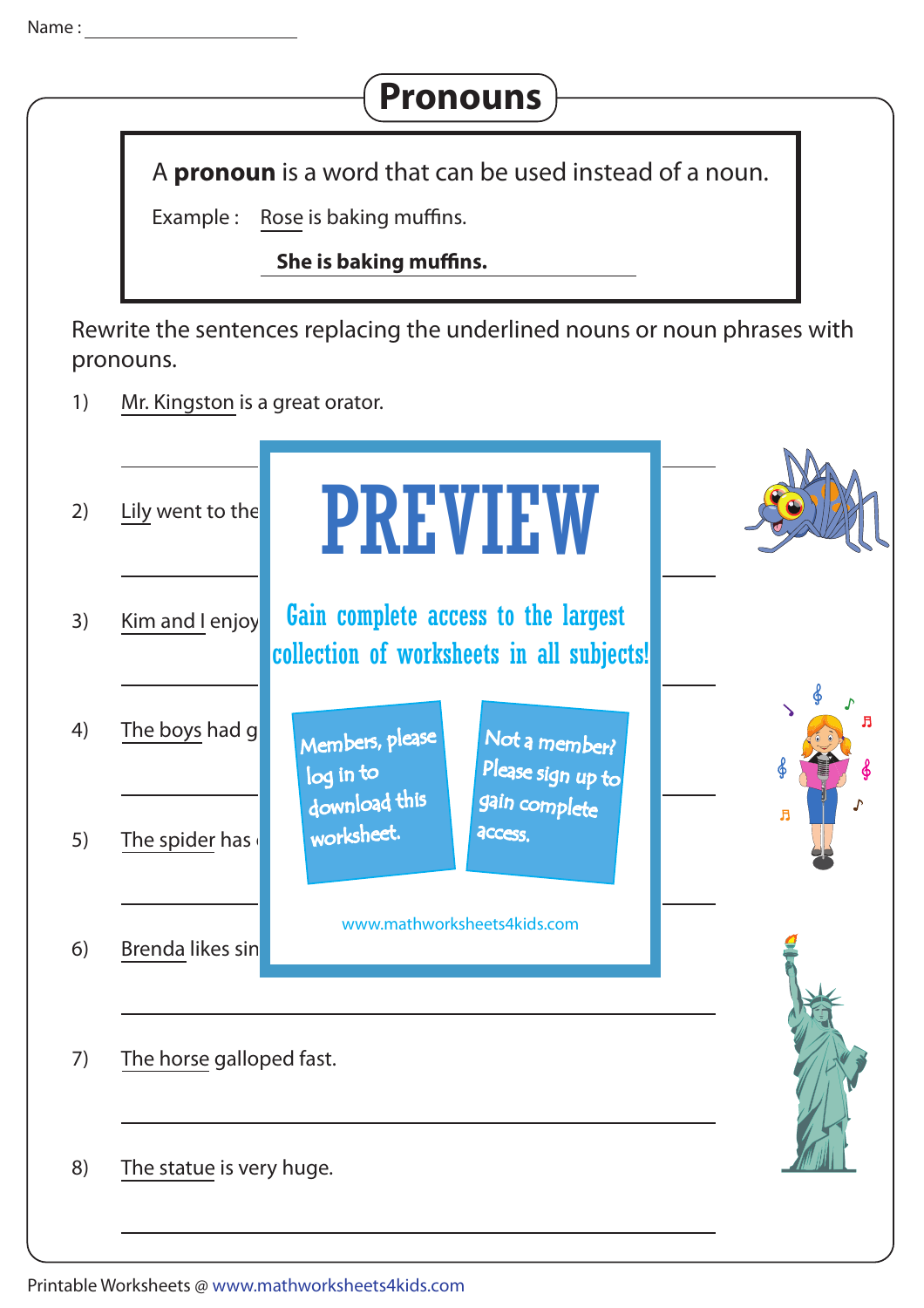Name : ____________________

# Pronouns

A **pronoun** is a word that can be used instead of a noun.

Example : Rose is baking muffins.

**She is baking muffins.**

Rewrite the sentences replacing the underlined nouns or noun phrases with pronouns.

1) Mr. Kingston is a great orator.

______________________________

2) Lily went to the

______________________________

3) Kim and I enjoy

______________________________

4) The boys had g

______________________________

5) The spider has

______________________________

6) Brenda likes sin

______________________________

7) The horse galloped fast.

______________________________

8) The statue is very huge.

______________________________

PREVIEW

Gain complete access to the largest collection of worksheets in all subjects!

Members, please log in to download this worksheet.

Not a member? Please sign up to gain complete access.

www.mathworksheets4kids.com

Printable Worksheets @ www.mathworksheets4kids.com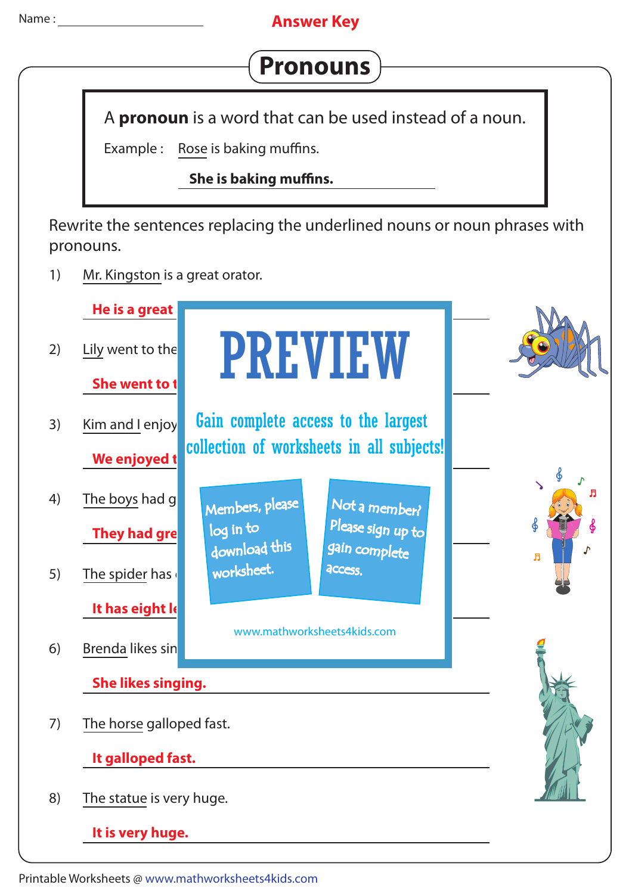Name : ____________________

**Answer Key**

# Pronouns

A **pronoun** is a word that can be used instead of a noun.

Example : Rose is baking muffins.

**She is baking muffins.**

Rewrite the sentences replacing the underlined nouns or noun phrases with pronouns.

1) Mr. Kingston is a great orator.

   **He is a great**

2) Lily went to the

   **She went to t**

3) Kim and I enjoy

   **We enjoyed t**

4) The boys had g

   **They had gre**

5) The spider has

   **It has eight l**

6) Brenda likes sin

   **She likes singing.**

7) The horse galloped fast.

   **It galloped fast.**

8) The statue is very huge.

   **It is very huge.**

PREVIEW

Gain complete access to the largest collection of worksheets in all subjects!

Members, please log in to download this worksheet.

Not a member? Please sign up to gain complete access.

www.mathworksheets4kids.com

Printable Worksheets @ www.mathworksheets4kids.com